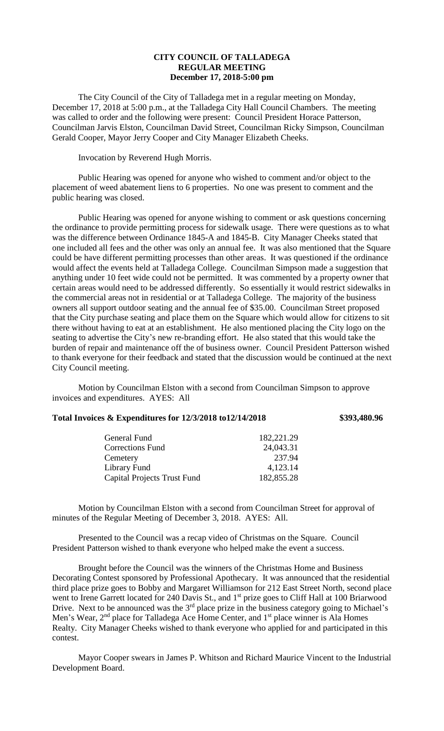# CITY COUNCIL OF TALLADEGA
## REGULAR MEETING
## December 17, 2018-5:00 pm

The City Council of the City of Talladega met in a regular meeting on Monday, December 17, 2018 at 5:00 p.m., at the Talladega City Hall Council Chambers. The meeting was called to order and the following were present: Council President Horace Patterson, Councilman Jarvis Elston, Councilman David Street, Councilman Ricky Simpson, Councilman Gerald Cooper, Mayor Jerry Cooper and City Manager Elizabeth Cheeks.

Invocation by Reverend Hugh Morris.

Public Hearing was opened for anyone who wished to comment and/or object to the placement of weed abatement liens to 6 properties. No one was present to comment and the public hearing was closed.

Public Hearing was opened for anyone wishing to comment or ask questions concerning the ordinance to provide permitting process for sidewalk usage. There were questions as to what was the difference between Ordinance 1845-A and 1845-B. City Manager Cheeks stated that one included all fees and the other was only an annual fee. It was also mentioned that the Square could be have different permitting processes than other areas. It was questioned if the ordinance would affect the events held at Talladega College. Councilman Simpson made a suggestion that anything under 10 feet wide could not be permitted. It was commented by a property owner that certain areas would need to be addressed differently. So essentially it would restrict sidewalks in the commercial areas not in residential or at Talladega College. The majority of the business owners all support outdoor seating and the annual fee of $35.00. Councilman Street proposed that the City purchase seating and place them on the Square which would allow for citizens to sit there without having to eat at an establishment. He also mentioned placing the City logo on the seating to advertise the City's new re-branding effort. He also stated that this would take the burden of repair and maintenance off the of business owner. Council President Patterson wished to thank everyone for their feedback and stated that the discussion would be continued at the next City Council meeting.

Motion by Councilman Elston with a second from Councilman Simpson to approve invoices and expenditures. AYES: All

**Total Invoices & Expenditures for 12/3/2018 to12/14/2018 $393,480.96**

| | |
|---|---|
| General Fund | 182,221.29 |
| Corrections Fund | 24,043.31 |
| Cemetery | 237.94 |
| Library Fund | 4,123.14 |
| Capital Projects Trust Fund | 182,855.28 |

Motion by Councilman Elston with a second from Councilman Street for approval of minutes of the Regular Meeting of December 3, 2018. AYES: All.

Presented to the Council was a recap video of Christmas on the Square. Council President Patterson wished to thank everyone who helped make the event a success.

Brought before the Council was the winners of the Christmas Home and Business Decorating Contest sponsored by Professional Apothecary. It was announced that the residential third place prize goes to Bobby and Margaret Williamson for 212 East Street North, second place went to Irene Garrett located for 240 Davis St., and 1st prize goes to Cliff Hall at 100 Briarwood Drive. Next to be announced was the 3rd place prize in the business category going to Michael's Men's Wear, 2nd place for Talladega Ace Home Center, and 1st place winner is Ala Homes Realty. City Manager Cheeks wished to thank everyone who applied for and participated in this contest.

Mayor Cooper swears in James P. Whitson and Richard Maurice Vincent to the Industrial Development Board.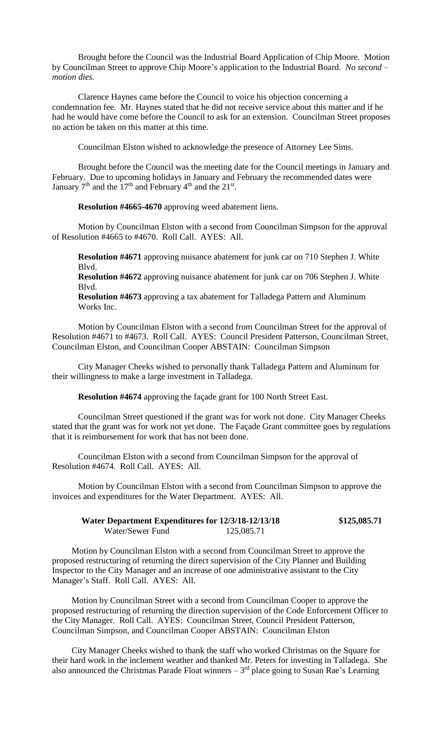Brought before the Council was the Industrial Board Application of Chip Moore. Motion by Councilman Street to approve Chip Moore's application to the Industrial Board. *No second – motion dies.*

Clarence Haynes came before the Council to voice his objection concerning a condemnation fee. Mr. Haynes stated that he did not receive service about this matter and if he had he would have come before the Council to ask for an extension. Councilman Street proposes no action be taken on this matter at this time.

Councilman Elston wished to acknowledge the presence of Attorney Lee Sims.

Brought before the Council was the meeting date for the Council meetings in January and February. Due to upcoming holidays in January and February the recommended dates were January 7th and the 17th and February 4th and the 21st.

**Resolution #4665-4670** approving weed abatement liens.

Motion by Councilman Elston with a second from Councilman Simpson for the approval of Resolution #4665 to #4670. Roll Call. AYES: All.

**Resolution #4671** approving nuisance abatement for junk car on 710 Stephen J. White Blvd.
**Resolution #4672** approving nuisance abatement for junk car on 706 Stephen J. White Blvd.
**Resolution #4673** approving a tax abatement for Talladega Pattern and Aluminum Works Inc.

Motion by Councilman Elston with a second from Councilman Street for the approval of Resolution #4671 to #4673. Roll Call. AYES: Council President Patterson, Councilman Street, Councilman Elston, and Councilman Cooper ABSTAIN: Councilman Simpson

City Manager Cheeks wished to personally thank Talladega Pattern and Aluminum for their willingness to make a large investment in Talladega.

**Resolution #4674** approving the façade grant for 100 North Street East.

Councilman Street questioned if the grant was for work not done. City Manager Cheeks stated that the grant was for work not yet done. The Façade Grant committee goes by regulations that it is reimbursement for work that has not been done.

Councilman Elston with a second from Councilman Simpson for the approval of Resolution #4674. Roll Call. AYES: All.

Motion by Councilman Elston with a second from Councilman Simpson to approve the invoices and expenditures for the Water Department. AYES: All.

| **Water Department Expenditures for 12/3/18-12/13/18** | | **$125,085.71** |
|---|---|---|
| Water/Sewer Fund | 125,085.71 | |

Motion by Councilman Elston with a second from Councilman Street to approve the proposed restructuring of returning the direct supervision of the City Planner and Building Inspector to the City Manager and an increase of one administrative assistant to the City Manager's Staff. Roll Call. AYES: All.

Motion by Councilman Street with a second from Councilman Cooper to approve the proposed restructuring of returning the direction supervision of the Code Enforcement Officer to the City Manager. Roll Call. AYES: Councilman Street, Council President Patterson, Councilman Simpson, and Councilman Cooper ABSTAIN: Councilman Elston

City Manager Cheeks wished to thank the staff who worked Christmas on the Square for their hard work in the inclement weather and thanked Mr. Peters for investing in Talladega. She also announced the Christmas Parade Float winners – 3rd place going to Susan Rae's Learning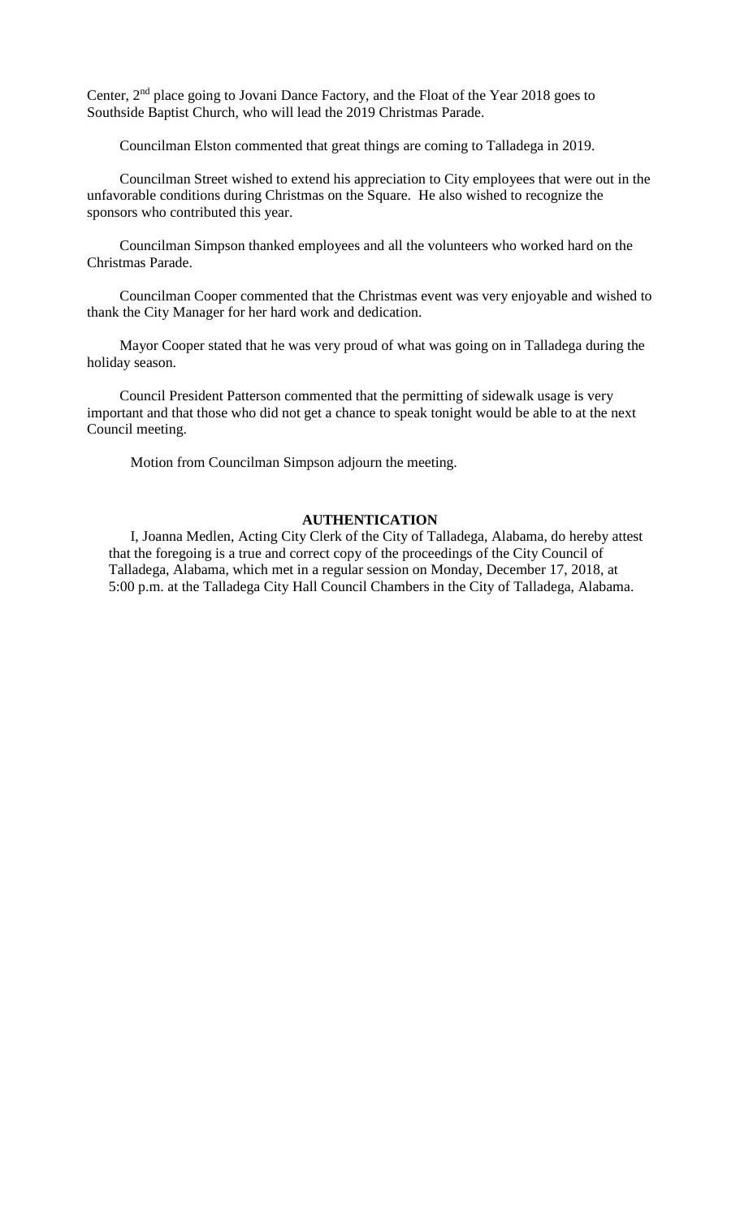Center, 2nd place going to Jovani Dance Factory, and the Float of the Year 2018 goes to Southside Baptist Church, who will lead the 2019 Christmas Parade.

Councilman Elston commented that great things are coming to Talladega in 2019.

Councilman Street wished to extend his appreciation to City employees that were out in the unfavorable conditions during Christmas on the Square. He also wished to recognize the sponsors who contributed this year.

Councilman Simpson thanked employees and all the volunteers who worked hard on the Christmas Parade.

Councilman Cooper commented that the Christmas event was very enjoyable and wished to thank the City Manager for her hard work and dedication.

Mayor Cooper stated that he was very proud of what was going on in Talladega during the holiday season.

Council President Patterson commented that the permitting of sidewalk usage is very important and that those who did not get a chance to speak tonight would be able to at the next Council meeting.

Motion from Councilman Simpson adjourn the meeting.

**AUTHENTICATION**

I, Joanna Medlen, Acting City Clerk of the City of Talladega, Alabama, do hereby attest that the foregoing is a true and correct copy of the proceedings of the City Council of Talladega, Alabama, which met in a regular session on Monday, December 17, 2018, at 5:00 p.m. at the Talladega City Hall Council Chambers in the City of Talladega, Alabama.